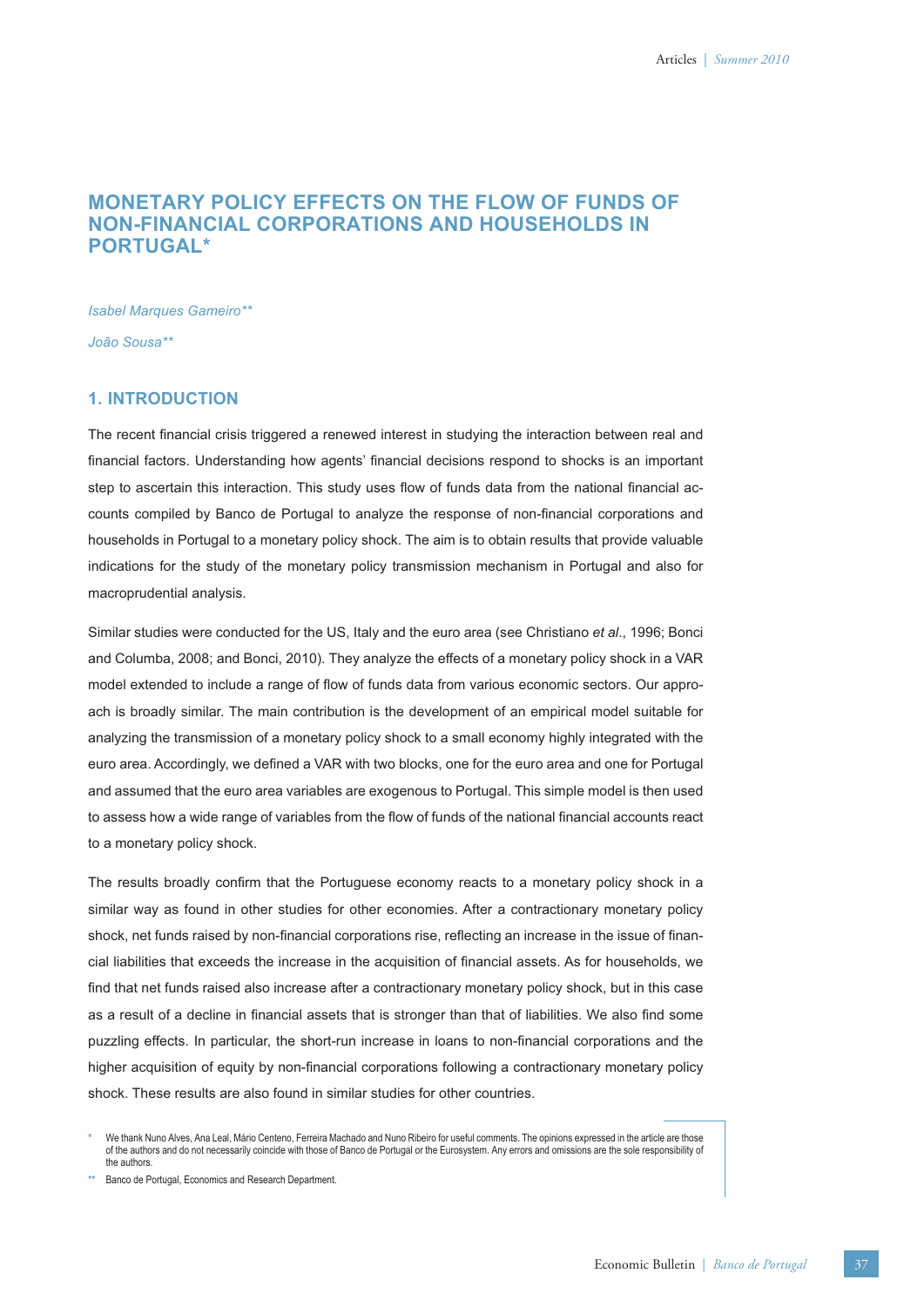# MONETARY POLICY EFFECTS ON THE FLOW OF FUNDS OF NON-FINANCIAL CORPORATIONS AND HOUSEHOLDS IN PORTUGAL*

*Isabel Marques Gameiro***

*João Sousa***

## 1. INTRODUCTION

The recent financial crisis triggered a renewed interest in studying the interaction between real and financial factors. Understanding how agents' financial decisions respond to shocks is an important step to ascertain this interaction. This study uses flow of funds data from the national financial accounts compiled by Banco de Portugal to analyze the response of non-financial corporations and households in Portugal to a monetary policy shock. The aim is to obtain results that provide valuable indications for the study of the monetary policy transmission mechanism in Portugal and also for macroprudential analysis.

Similar studies were conducted for the US, Italy and the euro area (see Christiano *et al*., 1996; Bonci and Columba, 2008; and Bonci, 2010). They analyze the effects of a monetary policy shock in a VAR model extended to include a range of flow of funds data from various economic sectors. Our approach is broadly similar. The main contribution is the development of an empirical model suitable for analyzing the transmission of a monetary policy shock to a small economy highly integrated with the euro area. Accordingly, we defined a VAR with two blocks, one for the euro area and one for Portugal and assumed that the euro area variables are exogenous to Portugal. This simple model is then used to assess how a wide range of variables from the flow of funds of the national financial accounts react to a monetary policy shock.

The results broadly confirm that the Portuguese economy reacts to a monetary policy shock in a similar way as found in other studies for other economies. After a contractionary monetary policy shock, net funds raised by non-financial corporations rise, reflecting an increase in the issue of financial liabilities that exceeds the increase in the acquisition of financial assets. As for households, we find that net funds raised also increase after a contractionary monetary policy shock, but in this case as a result of a decline in financial assets that is stronger than that of liabilities. We also find some puzzling effects. In particular, the short-run increase in loans to non-financial corporations and the higher acquisition of equity by non-financial corporations following a contractionary monetary policy shock. These results are also found in similar studies for other countries.

\* We thank Nuno Alves, Ana Leal, Mário Centeno, Ferreira Machado and Nuno Ribeiro for useful comments. The opinions expressed in the article are those of the authors and do not necessarily coincide with those of Banco de Portugal or the Eurosystem. Any errors and omissions are the sole responsibility of the authors.

\*\* Banco de Portugal, Economics and Research Department.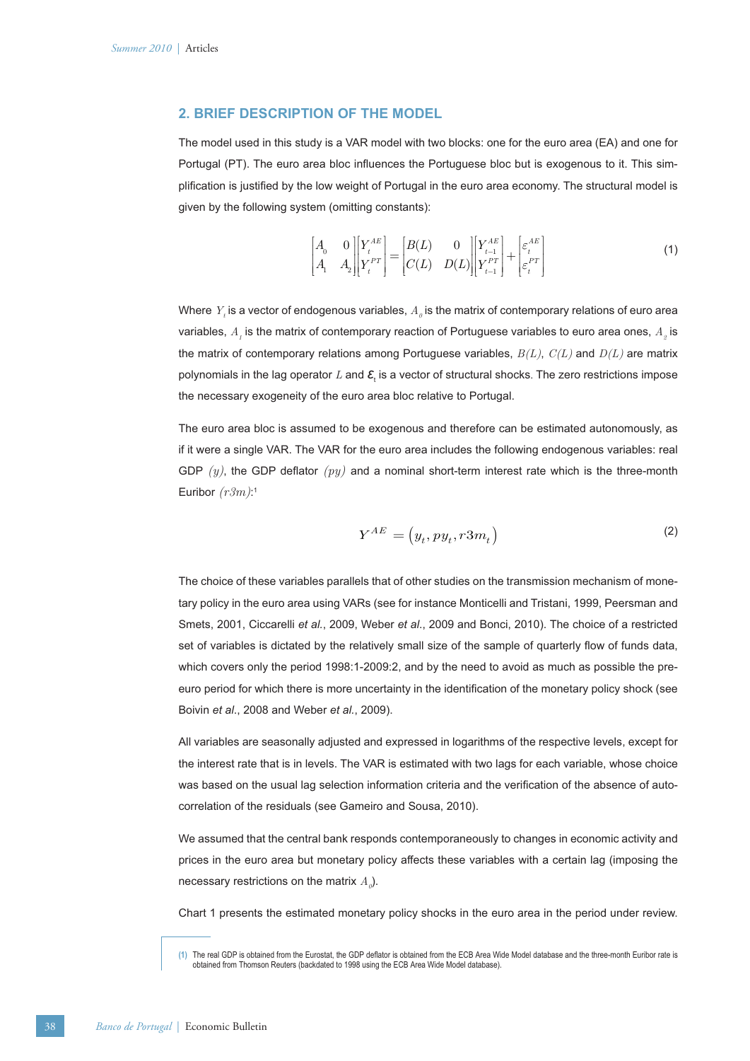## 2. BRIEF DESCRIPTION OF THE MODEL

The model used in this study is a VAR model with two blocks: one for the euro area (EA) and one for Portugal (PT). The euro area bloc influences the Portuguese bloc but is exogenous to it. This simplification is justified by the low weight of Portugal in the euro area economy. The structural model is given by the following system (omitting constants):

$$\begin{bmatrix} A_0 & 0 \\ A_1 & A_2 \end{bmatrix} \begin{bmatrix} Y_t^{AE} \\ Y_t^{PT} \end{bmatrix} = \begin{bmatrix} B(L) & 0 \\ C(L) & D(L) \end{bmatrix} \begin{bmatrix} Y_{t-1}^{AE} \\ Y_{t-1}^{PT} \end{bmatrix} + \begin{bmatrix} \varepsilon_t^{AE} \\ \varepsilon_t^{PT} \end{bmatrix} \tag{1}$$

Where $Y_t$ is a vector of endogenous variables, $A_0$ is the matrix of contemporary relations of euro area variables, $A_1$ is the matrix of contemporary reaction of Portuguese variables to euro area ones, $A_2$ is the matrix of contemporary relations among Portuguese variables, $B(L)$, $C(L)$ and $D(L)$ are matrix polynomials in the lag operator $L$ and $\varepsilon_t$ is a vector of structural shocks. The zero restrictions impose the necessary exogeneity of the euro area bloc relative to Portugal.

The euro area bloc is assumed to be exogenous and therefore can be estimated autonomously, as if it were a single VAR. The VAR for the euro area includes the following endogenous variables: real GDP $(y)$, the GDP deflator $(py)$ and a nominal short-term interest rate which is the three-month Euribor $(r3m)$:[1]

$$Y^{AE} = \left(y_t, py_t, r3m_t\right) \tag{2}$$

The choice of these variables parallels that of other studies on the transmission mechanism of monetary policy in the euro area using VARs (see for instance Monticelli and Tristani, 1999, Peersman and Smets, 2001, Ciccarelli *et al.*, 2009, Weber *et al.*, 2009 and Bonci, 2010). The choice of a restricted set of variables is dictated by the relatively small size of the sample of quarterly flow of funds data, which covers only the period 1998:1-2009:2, and by the need to avoid as much as possible the pre-euro period for which there is more uncertainty in the identification of the monetary policy shock (see Boivin *et al.*, 2008 and Weber *et al.*, 2009).

All variables are seasonally adjusted and expressed in logarithms of the respective levels, except for the interest rate that is in levels. The VAR is estimated with two lags for each variable, whose choice was based on the usual lag selection information criteria and the verification of the absence of autocorrelation of the residuals (see Gameiro and Sousa, 2010).

We assumed that the central bank responds contemporaneously to changes in economic activity and prices in the euro area but monetary policy affects these variables with a certain lag (imposing the necessary restrictions on the matrix $A_0$).

Chart 1 presents the estimated monetary policy shocks in the euro area in the period under review.

---

(1) The real GDP is obtained from the Eurostat, the GDP deflator is obtained from the ECB Area Wide Model database and the three-month Euribor rate is obtained from Thomson Reuters (backdated to 1998 using the ECB Area Wide Model database).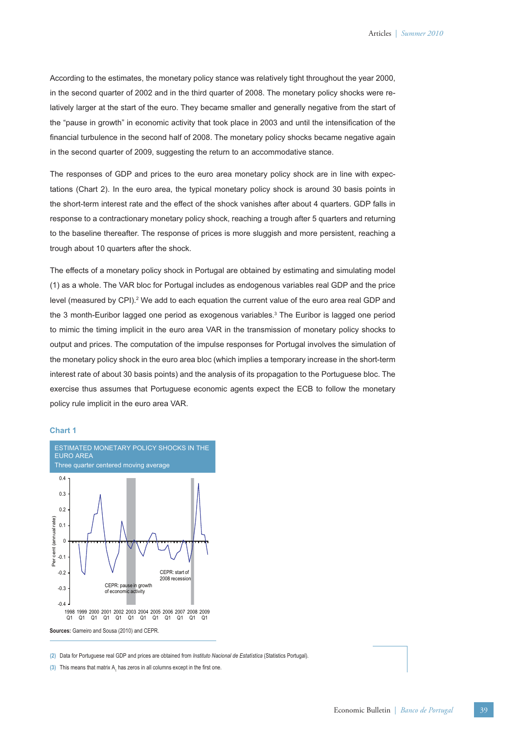According to the estimates, the monetary policy stance was relatively tight throughout the year 2000, in the second quarter of 2002 and in the third quarter of 2008. The monetary policy shocks were relatively larger at the start of the euro. They became smaller and generally negative from the start of the "pause in growth" in economic activity that took place in 2003 and until the intensification of the financial turbulence in the second half of 2008. The monetary policy shocks became negative again in the second quarter of 2009, suggesting the return to an accommodative stance.

The responses of GDP and prices to the euro area monetary policy shock are in line with expectations (Chart 2). In the euro area, the typical monetary policy shock is around 30 basis points in the short-term interest rate and the effect of the shock vanishes after about 4 quarters. GDP falls in response to a contractionary monetary policy shock, reaching a trough after 5 quarters and returning to the baseline thereafter. The response of prices is more sluggish and more persistent, reaching a trough about 10 quarters after the shock.

The effects of a monetary policy shock in Portugal are obtained by estimating and simulating model (1) as a whole. The VAR bloc for Portugal includes as endogenous variables real GDP and the price level (measured by CPI).[2] We add to each equation the current value of the euro area real GDP and the 3 month-Euribor lagged one period as exogenous variables.[3] The Euribor is lagged one period to mimic the timing implicit in the euro area VAR in the transmission of monetary policy shocks to output and prices. The computation of the impulse responses for Portugal involves the simulation of the monetary policy shock in the euro area bloc (which implies a temporary increase in the short-term interest rate of about 30 basis points) and the analysis of its propagation to the Portuguese bloc. The exercise thus assumes that Portuguese economic agents expect the ECB to follow the monetary policy rule implicit in the euro area VAR.

**Chart 1**

ESTIMATED MONETARY POLICY SHOCKS IN THE EURO AREA

Three quarter centered moving average

**Sources:** Gameiro and Sousa (2010) and CEPR.

(2) Data for Portuguese real GDP and prices are obtained from *Instituto Nacional de Estatística* (Statistics Portugal).

(3) This means that matrix $A_1$ has zeros in all columns except in the first one.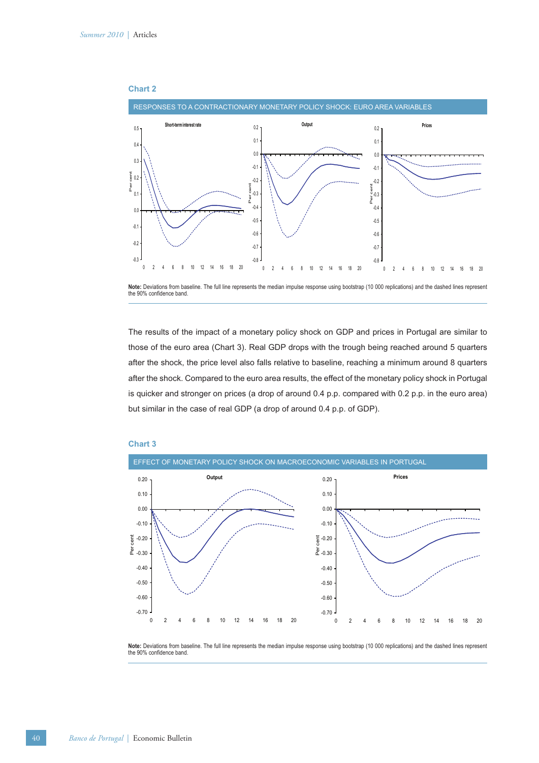**Chart 2**

RESPONSES TO A CONTRACTIONARY MONETARY POLICY SHOCK: EURO AREA VARIABLES

**Note:** Deviations from baseline. The full line represents the median impulse response using bootstrap (10 000 replications) and the dashed lines represent the 90% confidence band.

The results of the impact of a monetary policy shock on GDP and prices in Portugal are similar to those of the euro area (Chart 3). Real GDP drops with the trough being reached around 5 quarters after the shock, the price level also falls relative to baseline, reaching a minimum around 8 quarters after the shock. Compared to the euro area results, the effect of the monetary policy shock in Portugal is quicker and stronger on prices (a drop of around 0.4 p.p. compared with 0.2 p.p. in the euro area) but similar in the case of real GDP (a drop of around 0.4 p.p. of GDP).

**Chart 3**

EFFECT OF MONETARY POLICY SHOCK ON MACROECONOMIC VARIABLES IN PORTUGAL

**Note:** Deviations from baseline. The full line represents the median impulse response using bootstrap (10 000 replications) and the dashed lines represent the 90% confidence band.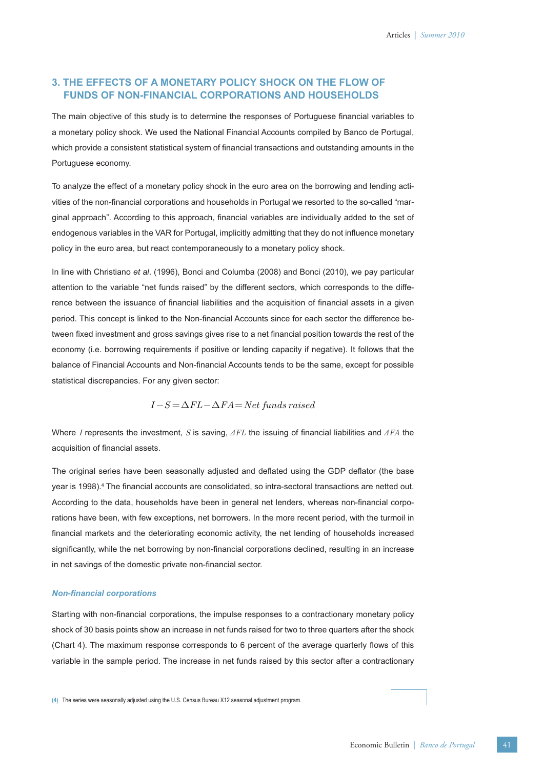## 3. THE EFFECTS OF A MONETARY POLICY SHOCK ON THE FLOW OF FUNDS OF NON-FINANCIAL CORPORATIONS AND HOUSEHOLDS

The main objective of this study is to determine the responses of Portuguese financial variables to a monetary policy shock. We used the National Financial Accounts compiled by Banco de Portugal, which provide a consistent statistical system of financial transactions and outstanding amounts in the Portuguese economy.

To analyze the effect of a monetary policy shock in the euro area on the borrowing and lending activities of the non-financial corporations and households in Portugal we resorted to the so-called "marginal approach". According to this approach, financial variables are individually added to the set of endogenous variables in the VAR for Portugal, implicitly admitting that they do not influence monetary policy in the euro area, but react contemporaneously to a monetary policy shock.

In line with Christiano *et al*. (1996), Bonci and Columba (2008) and Bonci (2010), we pay particular attention to the variable "net funds raised" by the different sectors, which corresponds to the difference between the issuance of financial liabilities and the acquisition of financial assets in a given period. This concept is linked to the Non-financial Accounts since for each sector the difference between fixed investment and gross savings gives rise to a net financial position towards the rest of the economy (i.e. borrowing requirements if positive or lending capacity if negative). It follows that the balance of Financial Accounts and Non-financial Accounts tends to be the same, except for possible statistical discrepancies. For any given sector:

$$I - S = \Delta FL - \Delta FA = Net\ funds\ raised$$

Where $I$ represents the investment, $S$ is saving, $\Delta FL$ the issuing of financial liabilities and $\Delta FA$ the acquisition of financial assets.

The original series have been seasonally adjusted and deflated using the GDP deflator (the base year is 1998).[4] The financial accounts are consolidated, so intra-sectoral transactions are netted out. According to the data, households have been in general net lenders, whereas non-financial corporations have been, with few exceptions, net borrowers. In the more recent period, with the turmoil in financial markets and the deteriorating economic activity, the net lending of households increased significantly, while the net borrowing by non-financial corporations declined, resulting in an increase in net savings of the domestic private non-financial sector.

### *Non-financial corporations*

Starting with non-financial corporations, the impulse responses to a contractionary monetary policy shock of 30 basis points show an increase in net funds raised for two to three quarters after the shock (Chart 4). The maximum response corresponds to 6 percent of the average quarterly flows of this variable in the sample period. The increase in net funds raised by this sector after a contractionary

(4) The series were seasonally adjusted using the U.S. Census Bureau X12 seasonal adjustment program.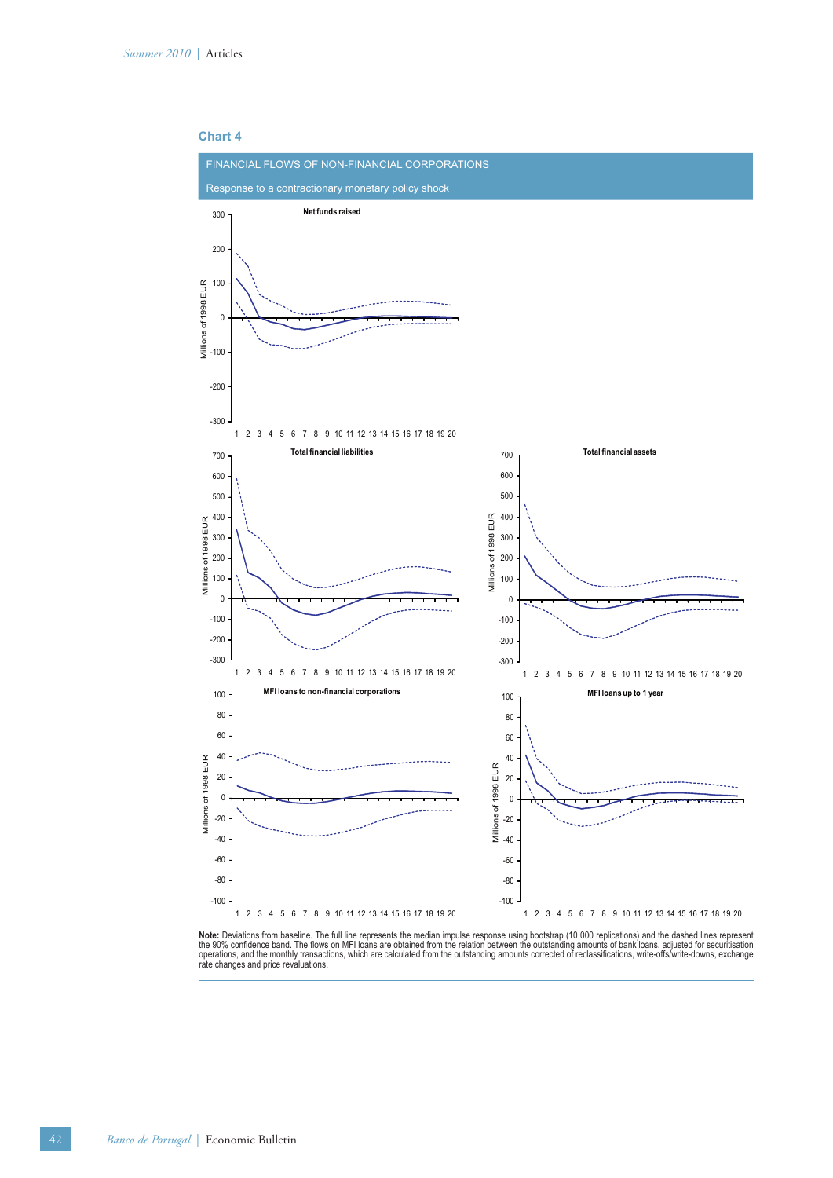### Chart 4

FINANCIAL FLOWS OF NON-FINANCIAL CORPORATIONS

Response to a contractionary monetary policy shock

**Note:** Deviations from baseline. The full line represents the median impulse response using bootstrap (10 000 replications) and the dashed lines represent the 90% confidence band. The flows on MFI loans are obtained from the relation between the outstanding amounts of bank loans, adjusted for securitisation operations, and the monthly transactions, which are calculated from the outstanding amounts corrected of reclassifications, write-offs/write-downs, exchange rate changes and price revaluations.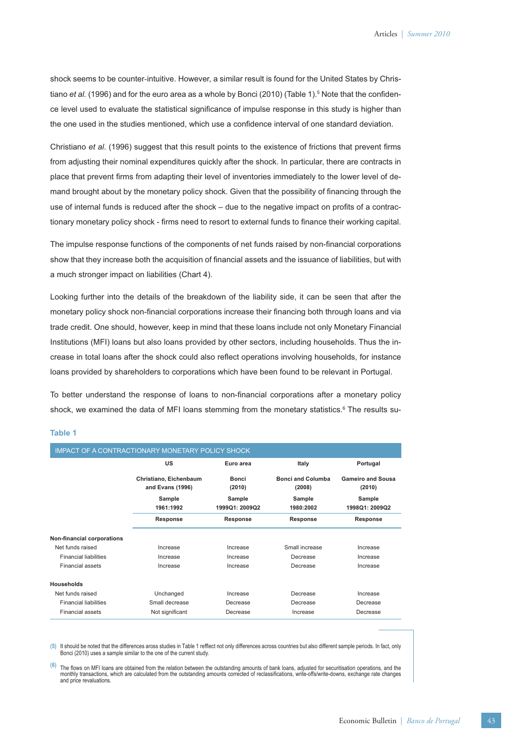shock seems to be counter-intuitive. However, a similar result is found for the United States by Christiano *et al.* (1996) and for the euro area as a whole by Bonci (2010) (Table 1).[5] Note that the confidence level used to evaluate the statistical significance of impulse response in this study is higher than the one used in the studies mentioned, which use a confidence interval of one standard deviation.

Christiano *et al.* (1996) suggest that this result points to the existence of frictions that prevent firms from adjusting their nominal expenditures quickly after the shock. In particular, there are contracts in place that prevent firms from adapting their level of inventories immediately to the lower level of demand brought about by the monetary policy shock. Given that the possibility of financing through the use of internal funds is reduced after the shock – due to the negative impact on profits of a contractionary monetary policy shock - firms need to resort to external funds to finance their working capital.

The impulse response functions of the components of net funds raised by non-financial corporations show that they increase both the acquisition of financial assets and the issuance of liabilities, but with a much stronger impact on liabilities (Chart 4).

Looking further into the details of the breakdown of the liability side, it can be seen that after the monetary policy shock non-financial corporations increase their financing both through loans and via trade credit. One should, however, keep in mind that these loans include not only Monetary Financial Institutions (MFI) loans but also loans provided by other sectors, including households. Thus the increase in total loans after the shock could also reflect operations involving households, for instance loans provided by shareholders to corporations which have been found to be relevant in Portugal.

To better understand the response of loans to non-financial corporations after a monetary policy shock, we examined the data of MFI loans stemming from the monetary statistics.[6] The results su-

**Table 1**

**IMPACT OF A CONTRACTIONARY MONETARY POLICY SHOCK**

| | US | Euro area | Italy | Portugal |
|---|---|---|---|---|
| | Christiano, Eichenbaum and Evans (1996) | Bonci (2010) | Bonci and Columba (2008) | Gameiro and Sousa (2010) |
| | Sample 1961:1992 | Sample 1999Q1: 2009Q2 | Sample 1980:2002 | Sample 1998Q1: 2009Q2 |
| | Response | Response | Response | Response |
| **Non-financial corporations** | | | | |
| Net funds raised | Increase | Increase | Small increase | Increase |
| Financial liabilities | Increase | Increase | Decrease | Increase |
| Financial assets | Increase | Increase | Decrease | Increase |
| **Households** | | | | |
| Net funds raised | Unchanged | Increase | Decrease | Increase |
| Financial liabilities | Small decrease | Decrease | Decrease | Decrease |
| Financial assets | Not significant | Decrease | Increase | Decrease |

(5) It should be noted that the differences aross studies in Table 1 refflect not only differences across countries but also different sample periods. In fact, only Bonci (2010) uses a sample similar to the one of the current study.

(6) The flows on MFI loans are obtained from the relation between the outstanding amounts of bank loans, adjusted for securitisation operations, and the monthly transactions, which are calculated from the outstanding amounts corrected of reclassifications, write-offs/write-downs, exchange rate changes and price revaluations.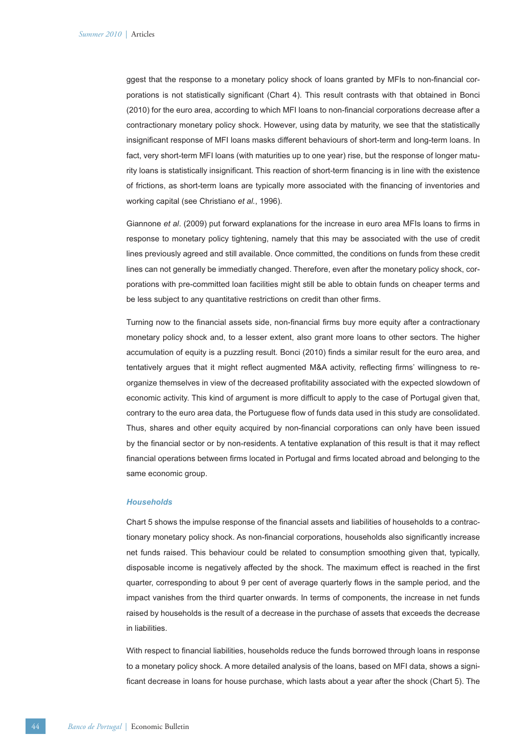ggest that the response to a monetary policy shock of loans granted by MFIs to non-financial corporations is not statistically significant (Chart 4). This result contrasts with that obtained in Bonci (2010) for the euro area, according to which MFI loans to non-financial corporations decrease after a contractionary monetary policy shock. However, using data by maturity, we see that the statistically insignificant response of MFI loans masks different behaviours of short-term and long-term loans. In fact, very short-term MFI loans (with maturities up to one year) rise, but the response of longer maturity loans is statistically insignificant. This reaction of short-term financing is in line with the existence of frictions, as short-term loans are typically more associated with the financing of inventories and working capital (see Christiano *et al.*, 1996).

Giannone *et al*. (2009) put forward explanations for the increase in euro area MFIs loans to firms in response to monetary policy tightening, namely that this may be associated with the use of credit lines previously agreed and still available. Once committed, the conditions on funds from these credit lines can not generally be immediatly changed. Therefore, even after the monetary policy shock, corporations with pre-committed loan facilities might still be able to obtain funds on cheaper terms and be less subject to any quantitative restrictions on credit than other firms.

Turning now to the financial assets side, non-financial firms buy more equity after a contractionary monetary policy shock and, to a lesser extent, also grant more loans to other sectors. The higher accumulation of equity is a puzzling result. Bonci (2010) finds a similar result for the euro area, and tentatively argues that it might reflect augmented M&A activity, reflecting firms' willingness to reorganize themselves in view of the decreased profitability associated with the expected slowdown of economic activity. This kind of argument is more difficult to apply to the case of Portugal given that, contrary to the euro area data, the Portuguese flow of funds data used in this study are consolidated. Thus, shares and other equity acquired by non-financial corporations can only have been issued by the financial sector or by non-residents. A tentative explanation of this result is that it may reflect financial operations between firms located in Portugal and firms located abroad and belonging to the same economic group.

### *Households*

Chart 5 shows the impulse response of the financial assets and liabilities of households to a contractionary monetary policy shock. As non-financial corporations, households also significantly increase net funds raised. This behaviour could be related to consumption smoothing given that, typically, disposable income is negatively affected by the shock. The maximum effect is reached in the first quarter, corresponding to about 9 per cent of average quarterly flows in the sample period, and the impact vanishes from the third quarter onwards. In terms of components, the increase in net funds raised by households is the result of a decrease in the purchase of assets that exceeds the decrease in liabilities.

With respect to financial liabilities, households reduce the funds borrowed through loans in response to a monetary policy shock. A more detailed analysis of the loans, based on MFI data, shows a significant decrease in loans for house purchase, which lasts about a year after the shock (Chart 5). The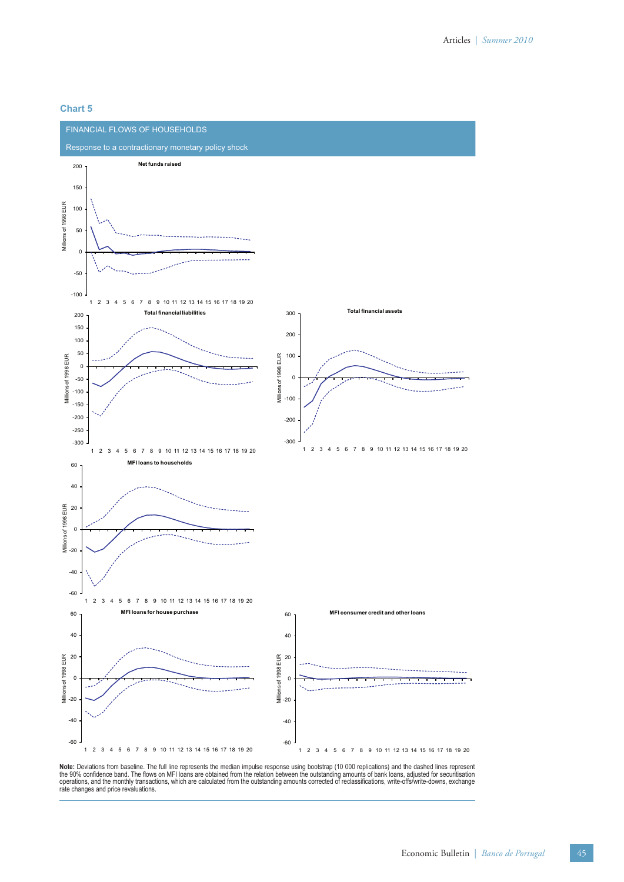### Chart 5

FINANCIAL FLOWS OF HOUSEHOLDS

Response to a contractionary monetary policy shock

**Note:** Deviations from baseline. The full line represents the median impulse response using bootstrap (10 000 replications) and the dashed lines represent the 90% confidence band. The flows on MFI loans are obtained from the relation between the outstanding amounts of bank loans, adjusted for securitisation operations, and the monthly transactions, which are calculated from the outstanding amounts corrected of reclassifications, write-offs/write-downs, exchange rate changes and price revaluations.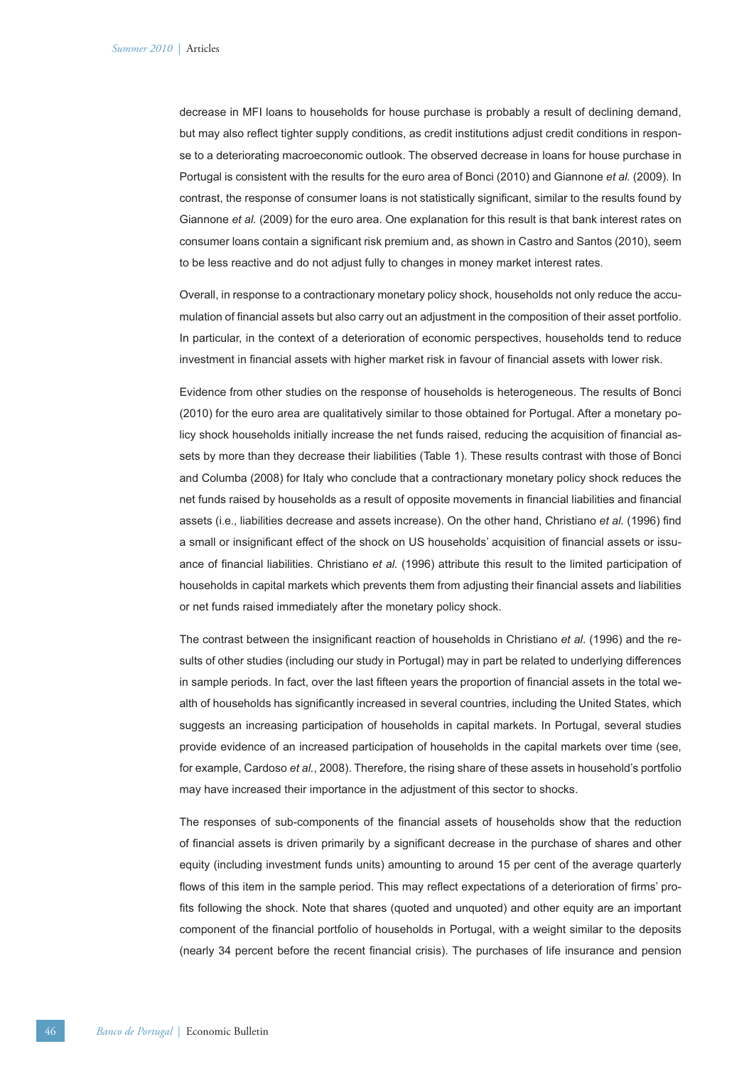decrease in MFI loans to households for house purchase is probably a result of declining demand, but may also reflect tighter supply conditions, as credit institutions adjust credit conditions in response to a deteriorating macroeconomic outlook. The observed decrease in loans for house purchase in Portugal is consistent with the results for the euro area of Bonci (2010) and Giannone *et al.* (2009). In contrast, the response of consumer loans is not statistically significant, similar to the results found by Giannone *et al.* (2009) for the euro area. One explanation for this result is that bank interest rates on consumer loans contain a significant risk premium and, as shown in Castro and Santos (2010), seem to be less reactive and do not adjust fully to changes in money market interest rates.

Overall, in response to a contractionary monetary policy shock, households not only reduce the accumulation of financial assets but also carry out an adjustment in the composition of their asset portfolio. In particular, in the context of a deterioration of economic perspectives, households tend to reduce investment in financial assets with higher market risk in favour of financial assets with lower risk.

Evidence from other studies on the response of households is heterogeneous. The results of Bonci (2010) for the euro area are qualitatively similar to those obtained for Portugal. After a monetary policy shock households initially increase the net funds raised, reducing the acquisition of financial assets by more than they decrease their liabilities (Table 1). These results contrast with those of Bonci and Columba (2008) for Italy who conclude that a contractionary monetary policy shock reduces the net funds raised by households as a result of opposite movements in financial liabilities and financial assets (i.e., liabilities decrease and assets increase). On the other hand, Christiano *et al.* (1996) find a small or insignificant effect of the shock on US households' acquisition of financial assets or issuance of financial liabilities. Christiano *et al.* (1996) attribute this result to the limited participation of households in capital markets which prevents them from adjusting their financial assets and liabilities or net funds raised immediately after the monetary policy shock.

The contrast between the insignificant reaction of households in Christiano *et al*. (1996) and the results of other studies (including our study in Portugal) may in part be related to underlying differences in sample periods. In fact, over the last fifteen years the proportion of financial assets in the total wealth of households has significantly increased in several countries, including the United States, which suggests an increasing participation of households in capital markets. In Portugal, several studies provide evidence of an increased participation of households in the capital markets over time (see, for example, Cardoso *et al.*, 2008). Therefore, the rising share of these assets in household's portfolio may have increased their importance in the adjustment of this sector to shocks.

The responses of sub-components of the financial assets of households show that the reduction of financial assets is driven primarily by a significant decrease in the purchase of shares and other equity (including investment funds units) amounting to around 15 per cent of the average quarterly flows of this item in the sample period. This may reflect expectations of a deterioration of firms' profits following the shock. Note that shares (quoted and unquoted) and other equity are an important component of the financial portfolio of households in Portugal, with a weight similar to the deposits (nearly 34 percent before the recent financial crisis). The purchases of life insurance and pension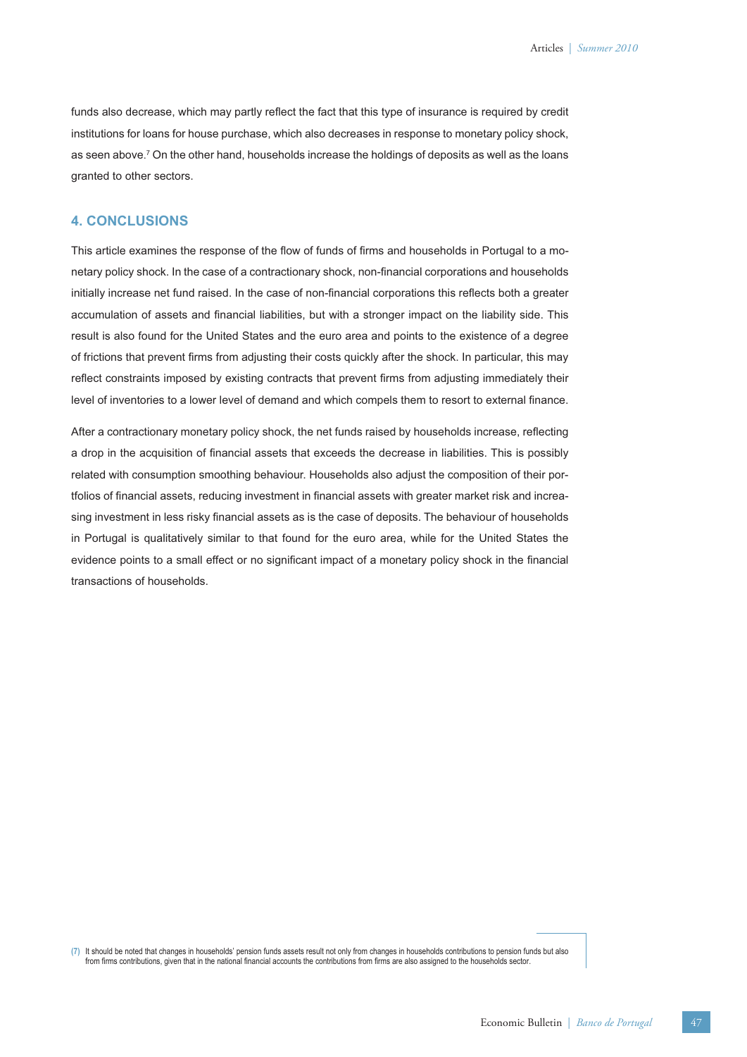funds also decrease, which may partly reflect the fact that this type of insurance is required by credit institutions for loans for house purchase, which also decreases in response to monetary policy shock, as seen above.[7] On the other hand, households increase the holdings of deposits as well as the loans granted to other sectors.

## 4. CONCLUSIONS

This article examines the response of the flow of funds of firms and households in Portugal to a monetary policy shock. In the case of a contractionary shock, non-financial corporations and households initially increase net fund raised. In the case of non-financial corporations this reflects both a greater accumulation of assets and financial liabilities, but with a stronger impact on the liability side. This result is also found for the United States and the euro area and points to the existence of a degree of frictions that prevent firms from adjusting their costs quickly after the shock. In particular, this may reflect constraints imposed by existing contracts that prevent firms from adjusting immediately their level of inventories to a lower level of demand and which compels them to resort to external finance.

After a contractionary monetary policy shock, the net funds raised by households increase, reflecting a drop in the acquisition of financial assets that exceeds the decrease in liabilities. This is possibly related with consumption smoothing behaviour. Households also adjust the composition of their portfolios of financial assets, reducing investment in financial assets with greater market risk and increasing investment in less risky financial assets as is the case of deposits. The behaviour of households in Portugal is qualitatively similar to that found for the euro area, while for the United States the evidence points to a small effect or no significant impact of a monetary policy shock in the financial transactions of households.

(7) It should be noted that changes in households' pension funds assets result not only from changes in households contributions to pension funds but also from firms contributions, given that in the national financial accounts the contributions from firms are also assigned to the households sector.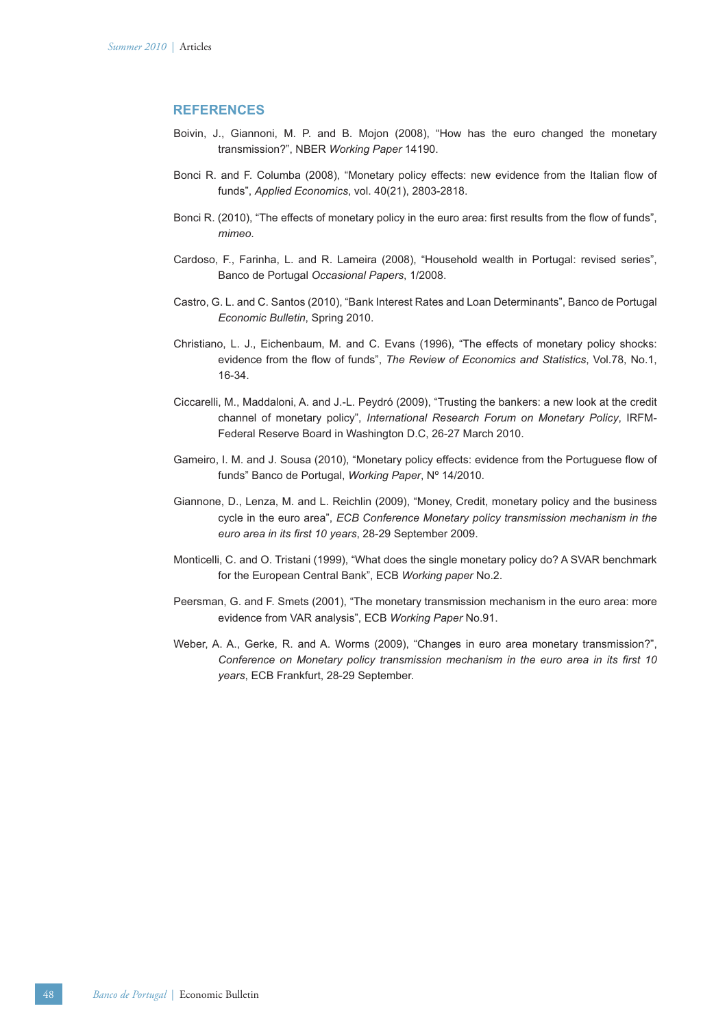## REFERENCES

Boivin, J., Giannoni, M. P. and B. Mojon (2008), "How has the euro changed the monetary transmission?", NBER *Working Paper* 14190.

Bonci R. and F. Columba (2008), "Monetary policy effects: new evidence from the Italian flow of funds", *Applied Economics*, vol. 40(21), 2803-2818.

Bonci R. (2010), "The effects of monetary policy in the euro area: first results from the flow of funds", *mimeo*.

Cardoso, F., Farinha, L. and R. Lameira (2008), "Household wealth in Portugal: revised series", Banco de Portugal *Occasional Papers*, 1/2008.

Castro, G. L. and C. Santos (2010), "Bank Interest Rates and Loan Determinants", Banco de Portugal *Economic Bulletin*, Spring 2010.

Christiano, L. J., Eichenbaum, M. and C. Evans (1996), "The effects of monetary policy shocks: evidence from the flow of funds", *The Review of Economics and Statistics*, Vol.78, No.1, 16-34.

Ciccarelli, M., Maddaloni, A. and J.-L. Peydró (2009), "Trusting the bankers: a new look at the credit channel of monetary policy", *International Research Forum on Monetary Policy*, IRFM-Federal Reserve Board in Washington D.C, 26-27 March 2010.

Gameiro, I. M. and J. Sousa (2010), "Monetary policy effects: evidence from the Portuguese flow of funds" Banco de Portugal, *Working Paper*, Nº 14/2010.

Giannone, D., Lenza, M. and L. Reichlin (2009), "Money, Credit, monetary policy and the business cycle in the euro area", *ECB Conference Monetary policy transmission mechanism in the euro area in its first 10 years*, 28-29 September 2009.

Monticelli, C. and O. Tristani (1999), "What does the single monetary policy do? A SVAR benchmark for the European Central Bank", ECB *Working paper* No.2.

Peersman, G. and F. Smets (2001), "The monetary transmission mechanism in the euro area: more evidence from VAR analysis", ECB *Working Paper* No.91.

Weber, A. A., Gerke, R. and A. Worms (2009), "Changes in euro area monetary transmission?", *Conference on Monetary policy transmission mechanism in the euro area in its first 10 years*, ECB Frankfurt, 28-29 September.